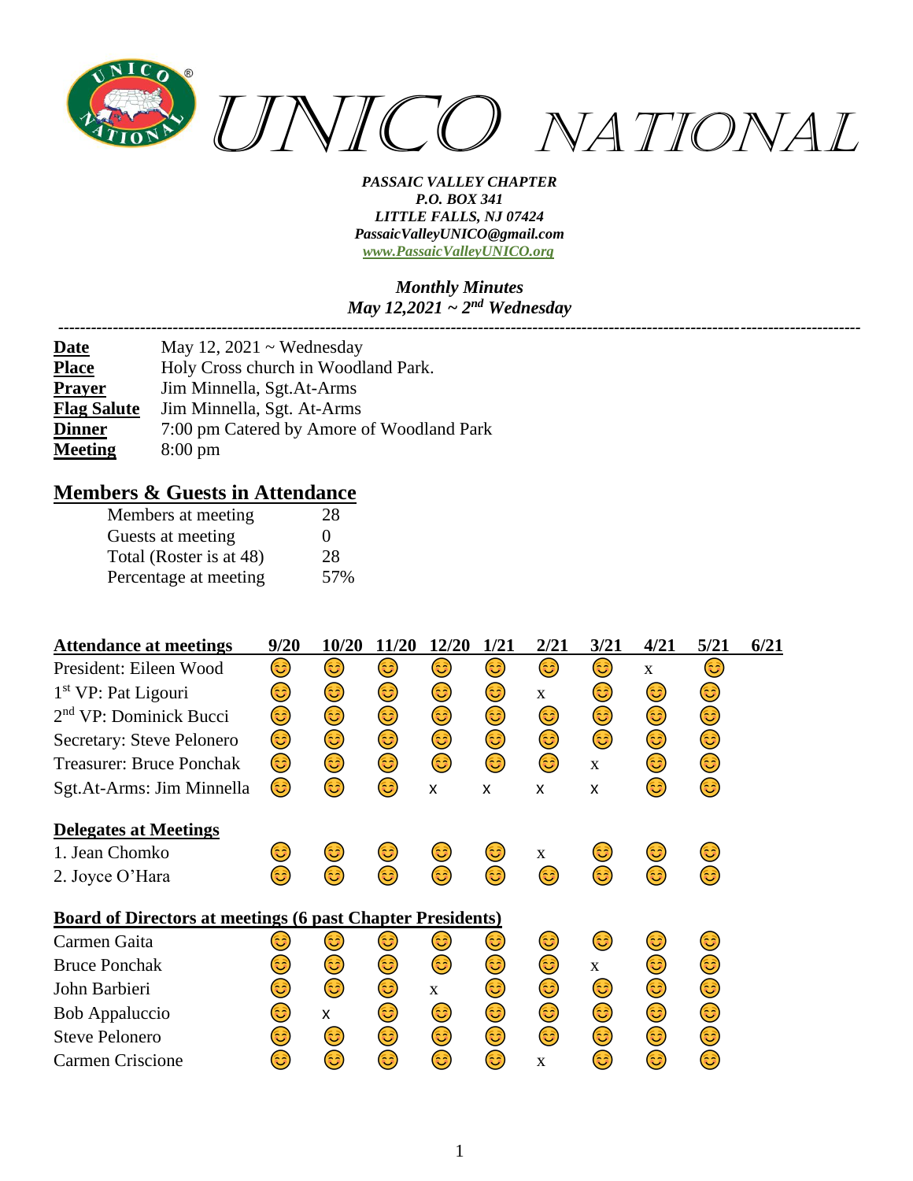# UNICO NATIONAL

***PASSAIC VALLEY CHAPTER***
***P.O. BOX 341***
***LITTLE FALLS, NJ 07424***
***PassaicValleyUNICO@gmail.com***
***www.PassaicValleyUNICO.org***

***Monthly Minutes***
***May 12,2021 ~ 2nd Wednesday***

---

| | |
|---|---|
| **Date** | May 12, 2021 ~ Wednesday |
| **Place** | Holy Cross church in Woodland Park. |
| **Prayer** | Jim Minnella, Sgt.At-Arms |
| **Flag Salute** | Jim Minnella, Sgt. At-Arms |
| **Dinner** | 7:00 pm Catered by Amore of Woodland Park |
| **Meeting** | 8:00 pm |

## Members & Guests in Attendance

| | |
|---|---|
| Members at meeting | 28 |
| Guests at meeting | 0 |
| Total (Roster is at 48) | 28 |
| Percentage at meeting | 57% |

| **Attendance at meetings** | **9/20** | **10/20** | **11/20** | **12/20** | **1/21** | **2/21** | **3/21** | **4/21** | **5/21** | **6/21** |
|---|---|---|---|---|---|---|---|---|---|---|
| President: Eileen Wood | 😊 | 😊 | 😊 | 😊 | 😊 | 😊 | 😊 | x | 😊 | |
| 1st VP: Pat Ligouri | 😊 | 😊 | 😊 | 😊 | 😊 | x | 😊 | 😊 | 😊 | |
| 2nd VP: Dominick Bucci | 😊 | 😊 | 😊 | 😊 | 😊 | 😊 | 😊 | 😊 | 😊 | |
| Secretary: Steve Pelonero | 😊 | 😊 | 😊 | 😊 | 😊 | 😊 | 😊 | 😊 | 😊 | |
| Treasurer: Bruce Ponchak | 😊 | 😊 | 😊 | 😊 | 😊 | 😊 | x | 😊 | 😊 | |
| Sgt.At-Arms: Jim Minnella | 😊 | 😊 | 😊 | x | x | x | x | 😊 | 😊 | |
| **Delegates at Meetings** | | | | | | | | | | |
| 1. Jean Chomko | 😊 | 😊 | 😊 | 😊 | 😊 | x | 😊 | 😊 | 😊 | |
| 2. Joyce O'Hara | 😊 | 😊 | 😊 | 😊 | 😊 | 😊 | 😊 | 😊 | 😊 | |
| **Board of Directors at meetings (6 past Chapter Presidents)** | | | | | | | | | | |
| Carmen Gaita | 😊 | 😊 | 😊 | 😊 | 😊 | 😊 | 😊 | 😊 | 😊 | |
| Bruce Ponchak | 😊 | 😊 | 😊 | 😊 | 😊 | 😊 | x | 😊 | 😊 | |
| John Barbieri | 😊 | 😊 | 😊 | x | 😊 | 😊 | 😊 | 😊 | 😊 | |
| Bob Appaluccio | 😊 | x | 😊 | 😊 | 😊 | 😊 | 😊 | 😊 | 😊 | |
| Steve Pelonero | 😊 | 😊 | 😊 | 😊 | 😊 | 😊 | 😊 | 😊 | 😊 | |
| Carmen Criscione | 😊 | 😊 | 😊 | 😊 | 😊 | x | 😊 | 😊 | 😊 | |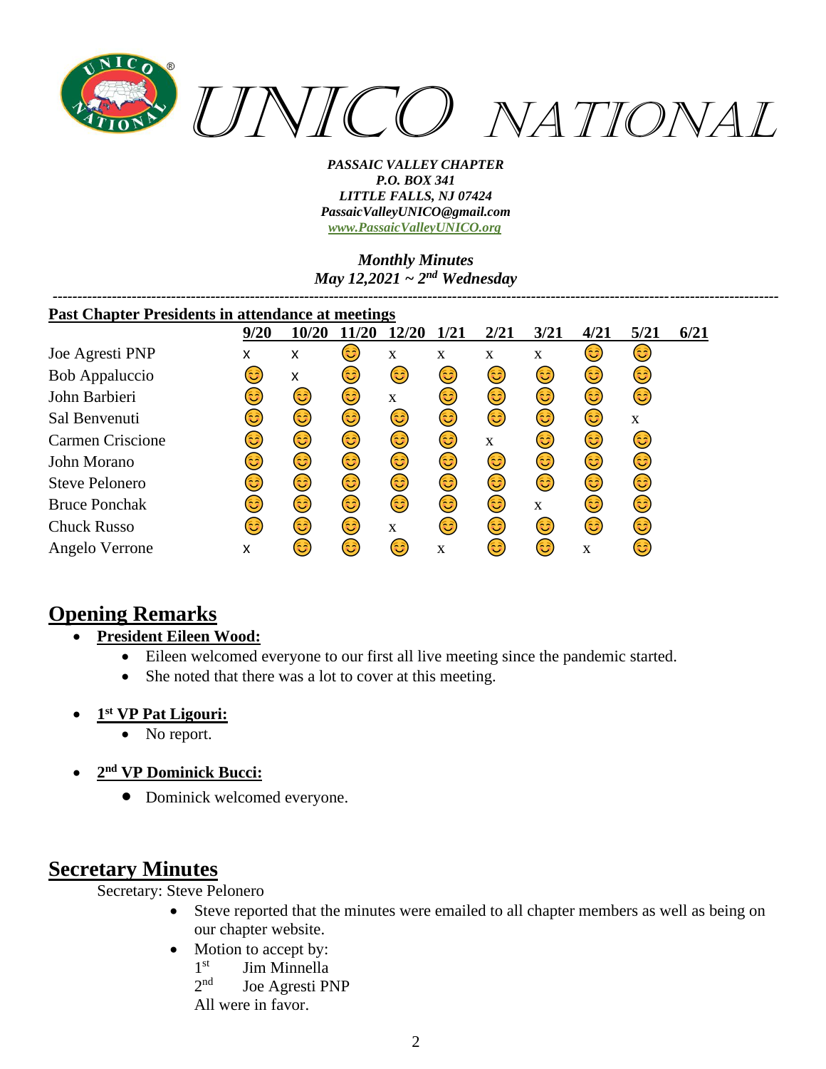# UNICO NATIONAL

*PASSAIC VALLEY CHAPTER*
*P.O. BOX 341*
*LITTLE FALLS, NJ 07424*
*PassaicValleyUNICO@gmail.com*
*www.PassaicValleyUNICO.org*

*Monthly Minutes*
*May 12,2021 ~ 2nd Wednesday*

---

**Past Chapter Presidents in attendance at meetings**

| | 9/20 | 10/20 | 11/20 | 12/20 | 1/21 | 2/21 | 3/21 | 4/21 | 5/21 | 6/21 |
|---|---|---|---|---|---|---|---|---|---|---|
| Joe Agresti PNP | x | x | 😊 | x | x | x | x | 😊 | 😊 | |
| Bob Appaluccio | 😊 | x | 😊 | 😊 | 😊 | 😊 | 😊 | 😊 | 😊 | |
| John Barbieri | 😊 | 😊 | 😊 | x | 😊 | 😊 | 😊 | 😊 | 😊 | |
| Sal Benvenuti | 😊 | 😊 | 😊 | 😊 | 😊 | 😊 | 😊 | 😊 | x | |
| Carmen Criscione | 😊 | 😊 | 😊 | 😊 | 😊 | x | 😊 | 😊 | 😊 | |
| John Morano | 😊 | 😊 | 😊 | 😊 | 😊 | 😊 | 😊 | 😊 | 😊 | |
| Steve Pelonero | 😊 | 😊 | 😊 | 😊 | 😊 | 😊 | 😊 | 😊 | 😊 | |
| Bruce Ponchak | 😊 | 😊 | 😊 | 😊 | 😊 | 😊 | x | 😊 | 😊 | |
| Chuck Russo | 😊 | 😊 | 😊 | x | 😊 | 😊 | 😊 | 😊 | 😊 | |
| Angelo Verrone | x | 😊 | 😊 | 😊 | x | 😊 | 😊 | x | 😊 | |

## Opening Remarks

- **President Eileen Wood:**
  - Eileen welcomed everyone to our first all live meeting since the pandemic started.
  - She noted that there was a lot to cover at this meeting.

- **1st VP Pat Ligouri:**
  - No report.

- **2nd VP Dominick Bucci:**
  - Dominick welcomed everyone.

## Secretary Minutes

Secretary: Steve Pelonero

- Steve reported that the minutes were emailed to all chapter members as well as being on our chapter website.
- Motion to accept by:
  1st Jim Minnella
  2nd Joe Agresti PNP
  All were in favor.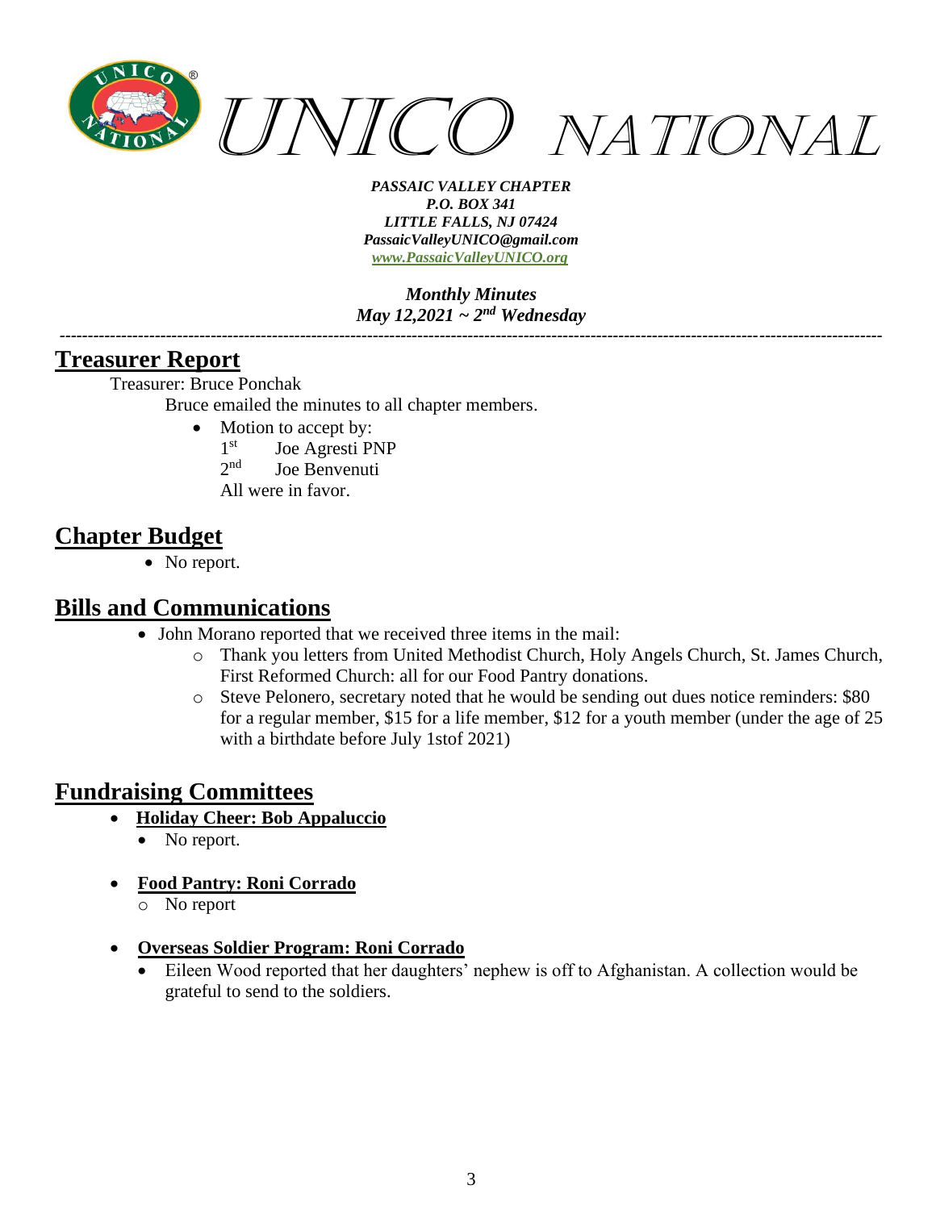*PASSAIC VALLEY CHAPTER*
*P.O. BOX 341*
*LITTLE FALLS, NJ 07424*
*PassaicValleyUNICO@gmail.com*
*www.PassaicValleyUNICO.org*

*Monthly Minutes*
*May 12,2021 ~ 2nd Wednesday*

---

## Treasurer Report

Treasurer: Bruce Ponchak

Bruce emailed the minutes to all chapter members.

- Motion to accept by:
  1st Joe Agresti PNP
  2nd Joe Benvenuti
  All were in favor.

## Chapter Budget

- No report.

## Bills and Communications

- John Morano reported that we received three items in the mail:
  - Thank you letters from United Methodist Church, Holy Angels Church, St. James Church, First Reformed Church: all for our Food Pantry donations.
  - Steve Pelonero, secretary noted that he would be sending out dues notice reminders: $80 for a regular member, $15 for a life member, $12 for a youth member (under the age of 25 with a birthdate before July 1stof 2021)

## Fundraising Committees

- **Holiday Cheer: Bob Appaluccio**
  - No report.
- **Food Pantry: Roni Corrado**
  - No report
- **Overseas Soldier Program: Roni Corrado**
  - Eileen Wood reported that her daughters' nephew is off to Afghanistan. A collection would be grateful to send to the soldiers.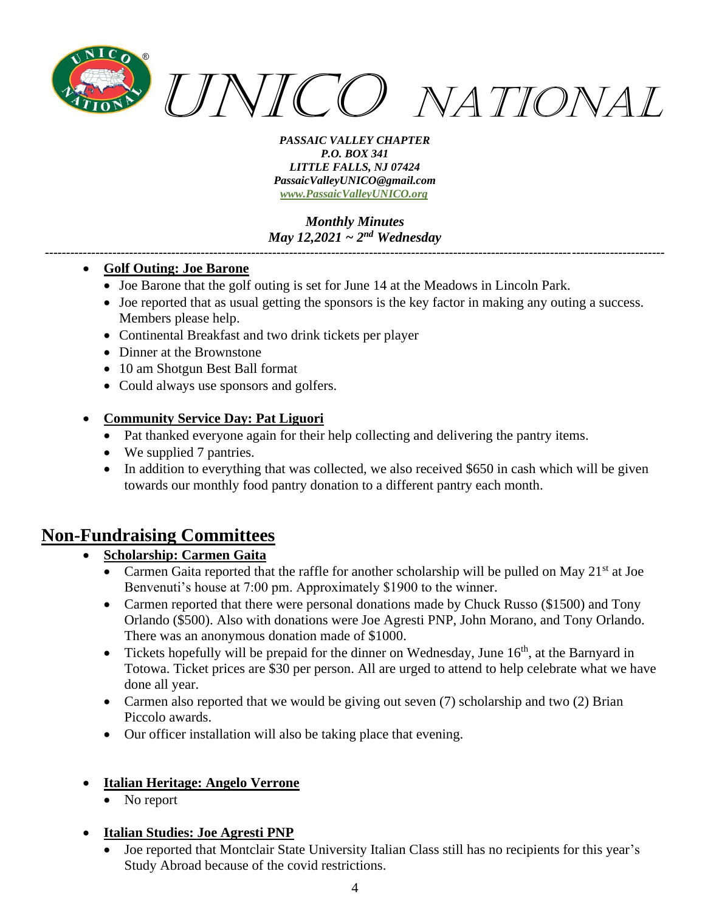- **Golf Outing: Joe Barone**
  - Joe Barone that the golf outing is set for June 14 at the Meadows in Lincoln Park.
  - Joe reported that as usual getting the sponsors is the key factor in making any outing a success. Members please help.
  - Continental Breakfast and two drink tickets per player
  - Dinner at the Brownstone
  - 10 am Shotgun Best Ball format
  - Could always use sponsors and golfers.

- **Community Service Day: Pat Liguori**
  - Pat thanked everyone again for their help collecting and delivering the pantry items.
  - We supplied 7 pantries.
  - In addition to everything that was collected, we also received $650 in cash which will be given towards our monthly food pantry donation to a different pantry each month.

## Non-Fundraising Committees

- **Scholarship: Carmen Gaita**
  - Carmen Gaita reported that the raffle for another scholarship will be pulled on May 21st at Joe Benvenuti's house at 7:00 pm. Approximately $1900 to the winner.
  - Carmen reported that there were personal donations made by Chuck Russo ($1500) and Tony Orlando ($500). Also with donations were Joe Agresti PNP, John Morano, and Tony Orlando. There was an anonymous donation made of $1000.
  - Tickets hopefully will be prepaid for the dinner on Wednesday, June 16th, at the Barnyard in Totowa. Ticket prices are $30 per person. All are urged to attend to help celebrate what we have done all year.
  - Carmen also reported that we would be giving out seven (7) scholarship and two (2) Brian Piccolo awards.
  - Our officer installation will also be taking place that evening.

- **Italian Heritage: Angelo Verrone**
  - No report

- **Italian Studies: Joe Agresti PNP**
  - Joe reported that Montclair State University Italian Class still has no recipients for this year's Study Abroad because of the covid restrictions.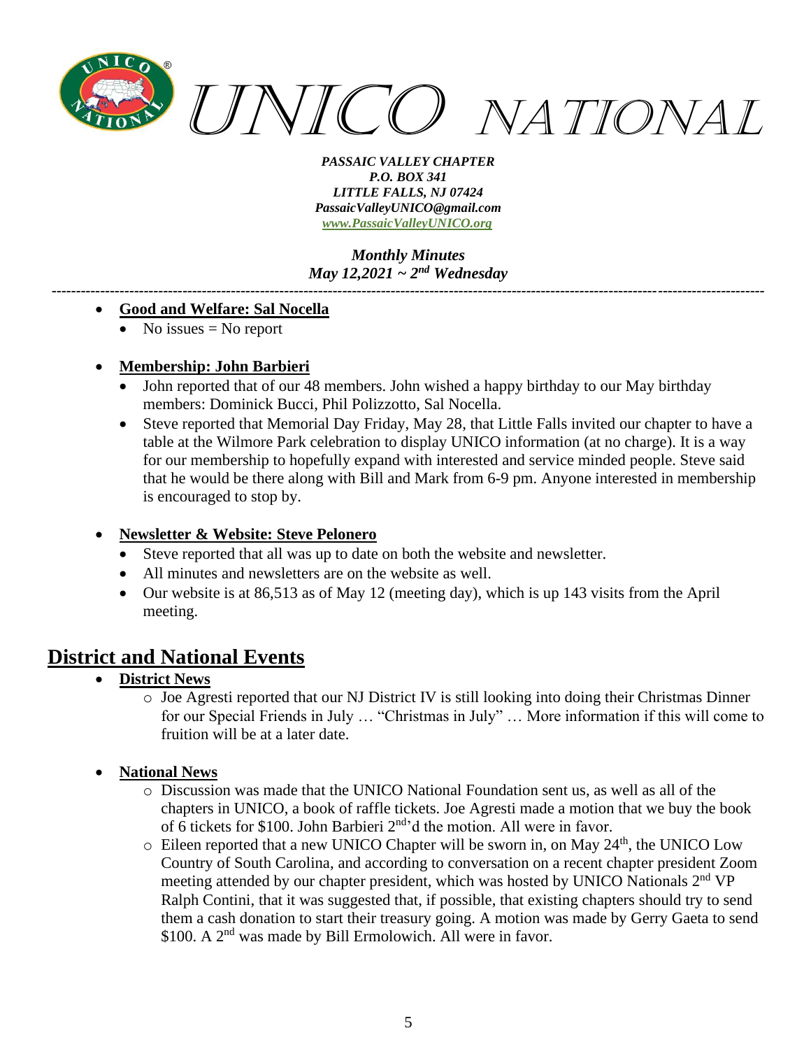*PASSAIC VALLEY CHAPTER*
*P.O. BOX 341*
*LITTLE FALLS, NJ 07424*
*PassaicValleyUNICO@gmail.com*
*www.PassaicValleyUNICO.org*

*Monthly Minutes*
*May 12,2021 ~ 2nd Wednesday*

---

- **Good and Welfare: Sal Nocella**
  - No issues = No report

- **Membership: John Barbieri**
  - John reported that of our 48 members. John wished a happy birthday to our May birthday members: Dominick Bucci, Phil Polizzotto, Sal Nocella.
  - Steve reported that Memorial Day Friday, May 28, that Little Falls invited our chapter to have a table at the Wilmore Park celebration to display UNICO information (at no charge). It is a way for our membership to hopefully expand with interested and service minded people. Steve said that he would be there along with Bill and Mark from 6-9 pm. Anyone interested in membership is encouraged to stop by.

- **Newsletter & Website: Steve Pelonero**
  - Steve reported that all was up to date on both the website and newsletter.
  - All minutes and newsletters are on the website as well.
  - Our website is at 86,513 as of May 12 (meeting day), which is up 143 visits from the April meeting.

## District and National Events

- **District News**
  - Joe Agresti reported that our NJ District IV is still looking into doing their Christmas Dinner for our Special Friends in July … "Christmas in July" … More information if this will come to fruition will be at a later date.

- **National News**
  - Discussion was made that the UNICO National Foundation sent us, as well as all of the chapters in UNICO, a book of raffle tickets. Joe Agresti made a motion that we buy the book of 6 tickets for $100. John Barbieri 2nd'd the motion. All were in favor.
  - Eileen reported that a new UNICO Chapter will be sworn in, on May 24th, the UNICO Low Country of South Carolina, and according to conversation on a recent chapter president Zoom meeting attended by our chapter president, which was hosted by UNICO Nationals 2nd VP Ralph Contini, that it was suggested that, if possible, that existing chapters should try to send them a cash donation to start their treasury going. A motion was made by Gerry Gaeta to send $100. A 2nd was made by Bill Ermolowich. All were in favor.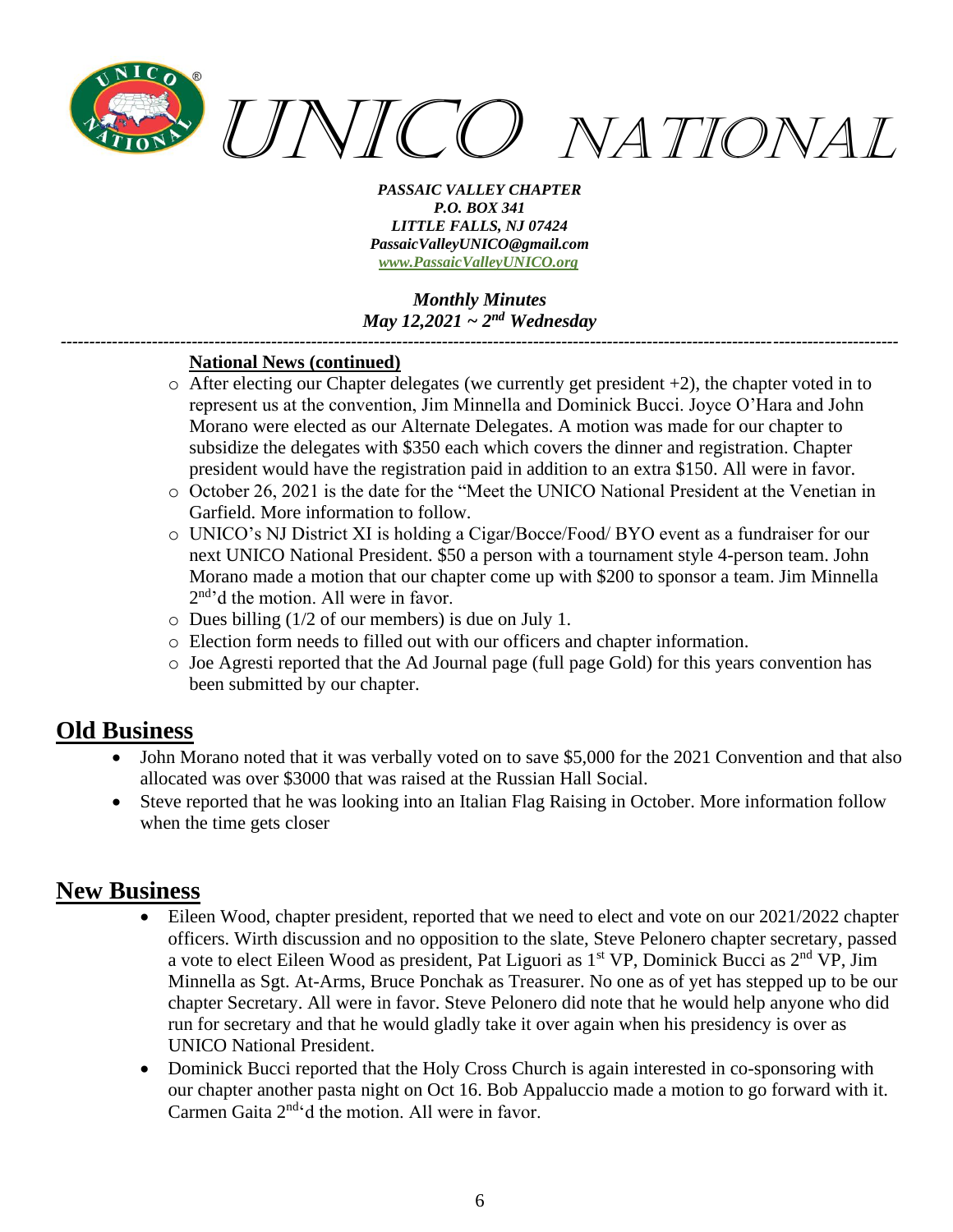*PASSAIC VALLEY CHAPTER*
*P.O. BOX 341*
*LITTLE FALLS, NJ 07424*
*PassaicValleyUNICO@gmail.com*
*www.PassaicValleyUNICO.org*

*Monthly Minutes*
*May 12,2021 ~ 2nd Wednesday*

---

**National News (continued)**

- After electing our Chapter delegates (we currently get president +2), the chapter voted in to represent us at the convention, Jim Minnella and Dominick Bucci. Joyce O'Hara and John Morano were elected as our Alternate Delegates. A motion was made for our chapter to subsidize the delegates with $350 each which covers the dinner and registration. Chapter president would have the registration paid in addition to an extra $150. All were in favor.
- October 26, 2021 is the date for the "Meet the UNICO National President at the Venetian in Garfield. More information to follow.
- UNICO's NJ District XI is holding a Cigar/Bocce/Food/ BYO event as a fundraiser for our next UNICO National President. $50 a person with a tournament style 4-person team. John Morano made a motion that our chapter come up with $200 to sponsor a team. Jim Minnella 2nd'd the motion. All were in favor.
- Dues billing (1/2 of our members) is due on July 1.
- Election form needs to filled out with our officers and chapter information.
- Joe Agresti reported that the Ad Journal page (full page Gold) for this years convention has been submitted by our chapter.

## Old Business

- John Morano noted that it was verbally voted on to save $5,000 for the 2021 Convention and that also allocated was over $3000 that was raised at the Russian Hall Social.
- Steve reported that he was looking into an Italian Flag Raising in October. More information follow when the time gets closer

## New Business

- Eileen Wood, chapter president, reported that we need to elect and vote on our 2021/2022 chapter officers. Wirth discussion and no opposition to the slate, Steve Pelonero chapter secretary, passed a vote to elect Eileen Wood as president, Pat Liguori as 1st VP, Dominick Bucci as 2nd VP, Jim Minnella as Sgt. At-Arms, Bruce Ponchak as Treasurer. No one as of yet has stepped up to be our chapter Secretary. All were in favor. Steve Pelonero did note that he would help anyone who did run for secretary and that he would gladly take it over again when his presidency is over as UNICO National President.
- Dominick Bucci reported that the Holy Cross Church is again interested in co-sponsoring with our chapter another pasta night on Oct 16. Bob Appaluccio made a motion to go forward with it. Carmen Gaita 2nd'd the motion. All were in favor.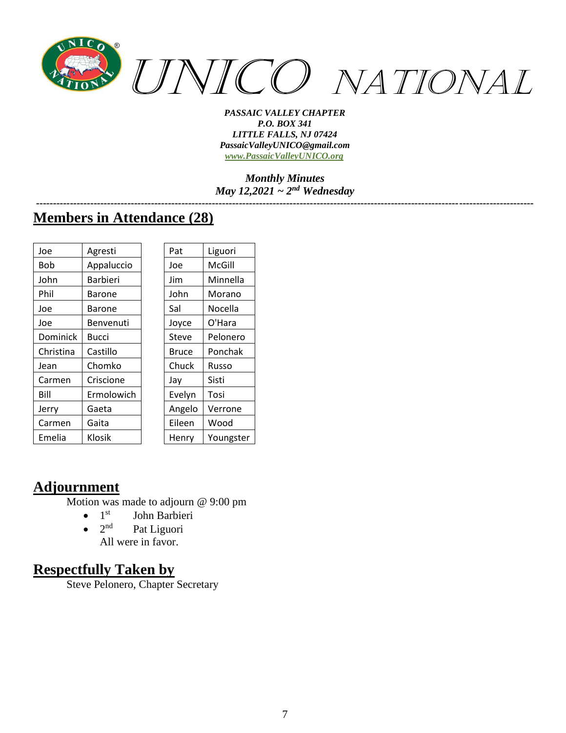UNICO NATIONAL

***PASSAIC VALLEY CHAPTER***
***P.O. BOX 341***
***LITTLE FALLS, NJ 07424***
***PassaicValleyUNICO@gmail.com***
***www.PassaicValleyUNICO.org***

***Monthly Minutes***
***May 12,2021 ~ 2nd Wednesday***

---

## Members in Attendance (28)

| | |
|---|---|
| Joe | Agresti |
| Bob | Appaluccio |
| John | Barbieri |
| Phil | Barone |
| Joe | Barone |
| Joe | Benvenuti |
| Dominick | Bucci |
| Christina | Castillo |
| Jean | Chomko |
| Carmen | Criscione |
| Bill | Ermolowich |
| Jerry | Gaeta |
| Carmen | Gaita |
| Emelia | Klosik |

| | |
|---|---|
| Pat | Liguori |
| Joe | McGill |
| Jim | Minnella |
| John | Morano |
| Sal | Nocella |
| Joyce | O'Hara |
| Steve | Pelonero |
| Bruce | Ponchak |
| Chuck | Russo |
| Jay | Sisti |
| Evelyn | Tosi |
| Angelo | Verrone |
| Eileen | Wood |
| Henry | Youngster |

## Adjournment

Motion was made to adjourn @ 9:00 pm

- 1st John Barbieri
- 2nd Pat Liguori

All were in favor.

## Respectfully Taken by

Steve Pelonero, Chapter Secretary